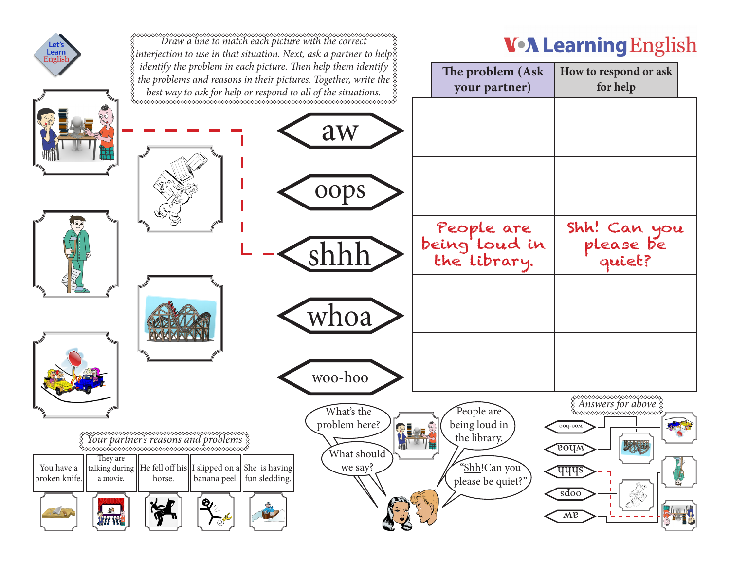Let's Learn English

VOA Learning English

*Draw a line to match each picture with the correct interjection to use in that situation. Next, ask a partner to help identify the problem in each picture. Then help them identify the problems and reasons in their pictures. Together, write the best way to ask for help or respond to all of the situations.*

aw

oops

shhh

whoa

woo-hoo

| The problem (Ask your partner) | How to respond or ask for help |
|---|---|
| | |
| | |
| People are being loud in the library. | Shh! Can you please be quiet? |
| | |
| | |

*Your partner's reasons and problems*

| You have a broken knife. | They are talking during a movie. | He fell off his horse. | I slipped on a banana peel. | She is having fun sledding. |
|---|---|---|---|---|

What's the problem here?

People are being loud in the library.

What should we say?

"Shh! Can you please be quiet?"

*Answers for above*

woo-hoo

whoa

shhh

oops

aw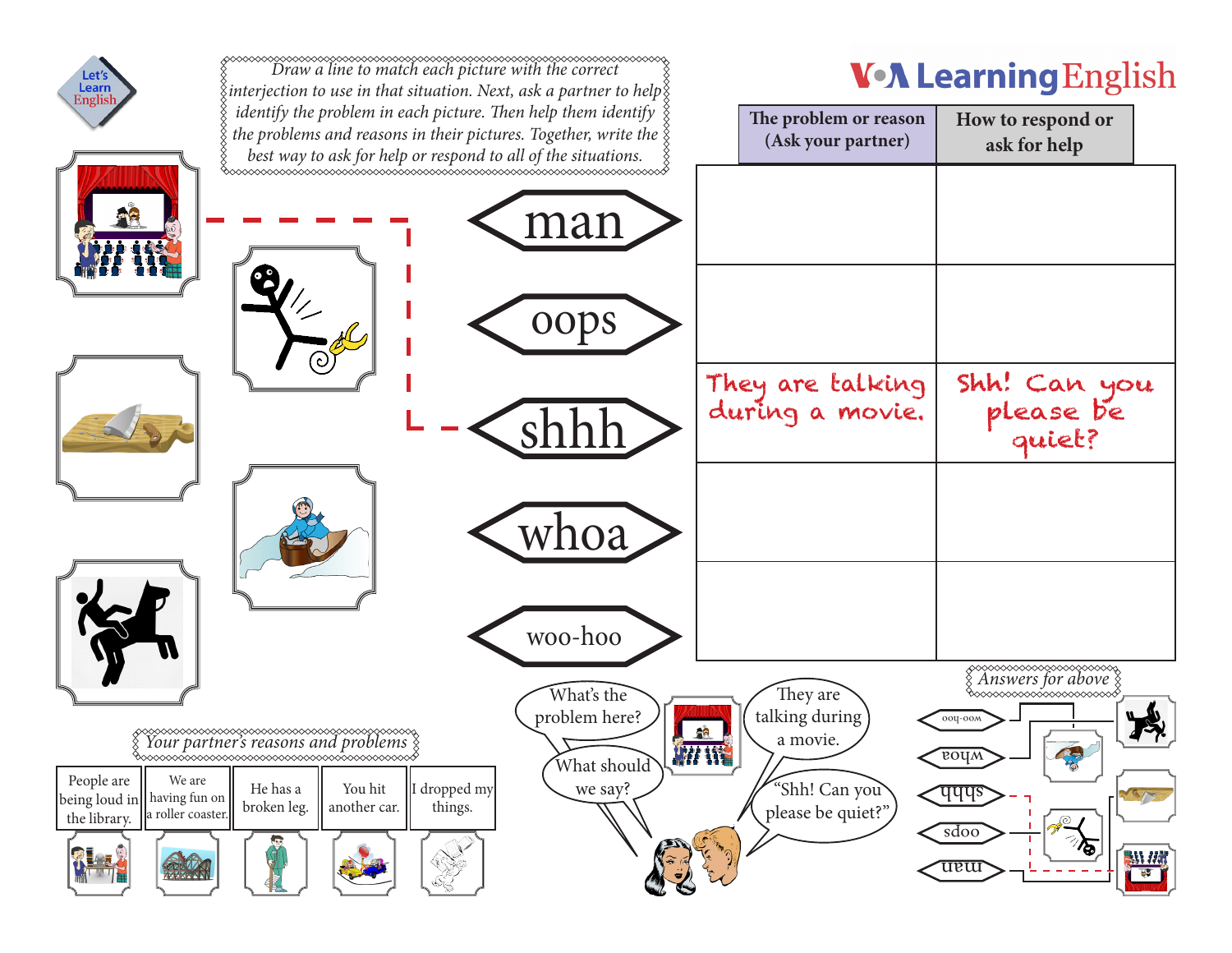Let's Learn English

VOA Learning English

*Draw a line to match each picture with the correct interjection to use in that situation. Next, ask a partner to help identify the problem in each picture. Then help them identify the problems and reasons in their pictures. Together, write the best way to ask for help or respond to all of the situations.*

man

oops

shhh

whoa

woo-hoo

| The problem or reason (Ask your partner) | How to respond or ask for help |
|---|---|
| | |
| | |
| They are talking during a movie. | Shh! Can you please be quiet? |
| | |
| | |

*Your partner's reasons and problems*

| | | | | |
|---|---|---|---|---|
| People are being loud in the library. | We are having fun on a roller coaster. | He has a broken leg. | You hit another car. | I dropped my things. |

What's the problem here?

What should we say?

They are talking during a movie.

"Shh! Can you please be quiet?"

*Answers for above*

woo-hoo

whoa

shhh

oops

man